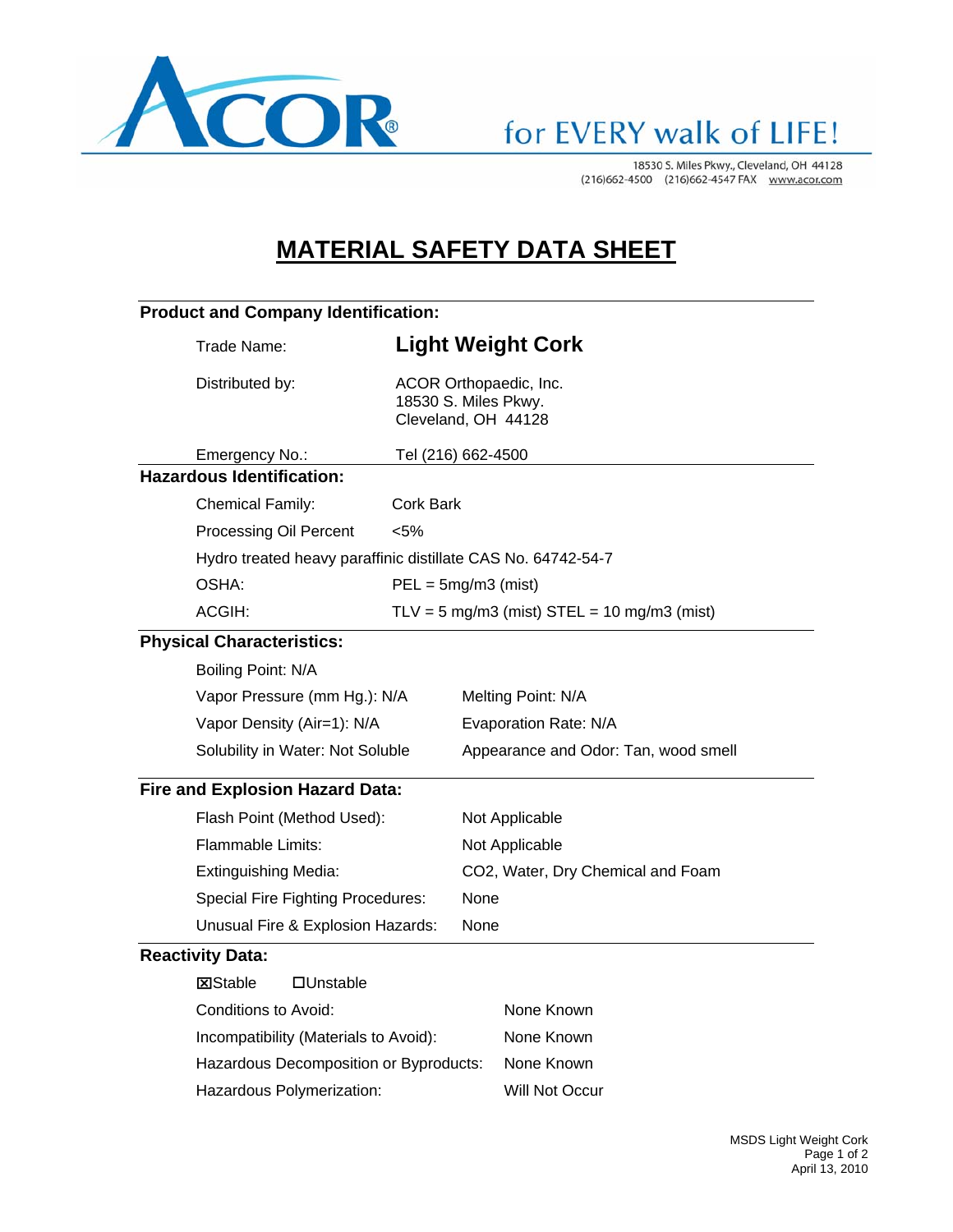ACOR® for EVERY walk of LIFE!

18530 S. Miles Pkwy., Cleveland, OH 44128
(216)662-4500 (216)662-4547 FAX www.acor.com

# MATERIAL SAFETY DATA SHEET

## Product and Company Identification:

| | |
|---|---|
| Trade Name: | **Light Weight Cork** |
| Distributed by: | ACOR Orthopaedic, Inc.<br>18530 S. Miles Pkwy.<br>Cleveland, OH 44128 |
| Emergency No.: | Tel (216) 662-4500 |

## Hazardous Identification:

Chemical Family: Cork Bark

Processing Oil Percent <5%

Hydro treated heavy paraffinic distillate CAS No. 64742-54-7

OSHA: PEL = 5mg/m3 (mist)

ACGIH: TLV = 5 mg/m3 (mist) STEL = 10 mg/m3 (mist)

## Physical Characteristics:

Boiling Point: N/A

| | |
|---|---|
| Vapor Pressure (mm Hg.): N/A | Melting Point: N/A |
| Vapor Density (Air=1): N/A | Evaporation Rate: N/A |
| Solubility in Water: Not Soluble | Appearance and Odor: Tan, wood smell |

## Fire and Explosion Hazard Data:

| | |
|---|---|
| Flash Point (Method Used): | Not Applicable |
| Flammable Limits: | Not Applicable |
| Extinguishing Media: | CO2, Water, Dry Chemical and Foam |
| Special Fire Fighting Procedures: | None |
| Unusual Fire & Explosion Hazards: | None |

## Reactivity Data:

☒Stable ☐Unstable

| | |
|---|---|
| Conditions to Avoid: | None Known |
| Incompatibility (Materials to Avoid): | None Known |
| Hazardous Decomposition or Byproducts: | None Known |
| Hazardous Polymerization: | Will Not Occur |

MSDS Light Weight Cork
April 13, 2010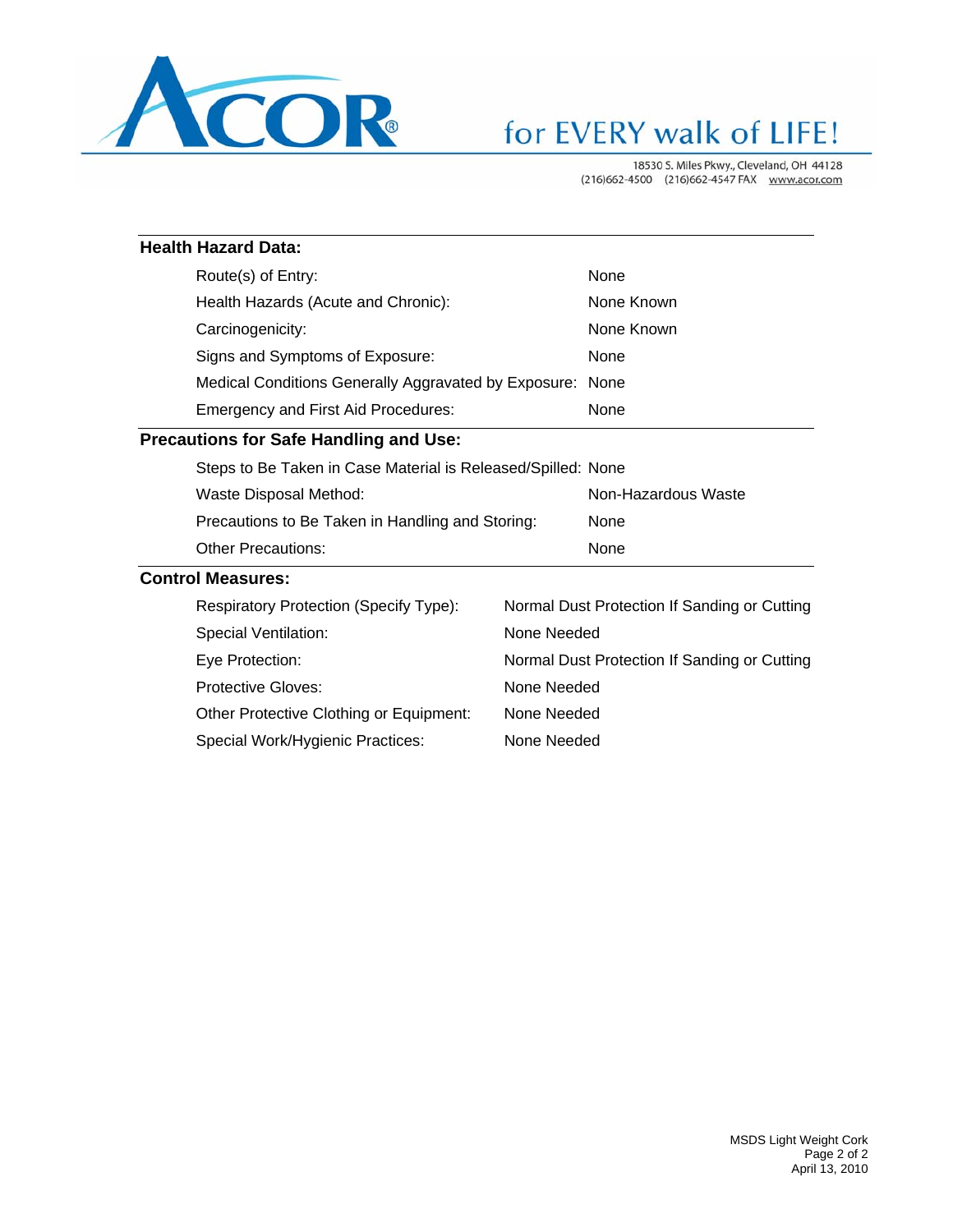## Health Hazard Data:

| | |
|---|---|
| Route(s) of Entry: | None |
| Health Hazards (Acute and Chronic): | None Known |
| Carcinogenicity: | None Known |
| Signs and Symptoms of Exposure: | None |
| Medical Conditions Generally Aggravated by Exposure: | None |
| Emergency and First Aid Procedures: | None |

## Precautions for Safe Handling and Use:

| | |
|---|---|
| Steps to Be Taken in Case Material is Released/Spilled: | None |
| Waste Disposal Method: | Non-Hazardous Waste |
| Precautions to Be Taken in Handling and Storing: | None |
| Other Precautions: | None |

## Control Measures:

| | |
|---|---|
| Respiratory Protection (Specify Type): | Normal Dust Protection If Sanding or Cutting |
| Special Ventilation: | None Needed |
| Eye Protection: | Normal Dust Protection If Sanding or Cutting |
| Protective Gloves: | None Needed |
| Other Protective Clothing or Equipment: | None Needed |
| Special Work/Hygienic Practices: | None Needed |